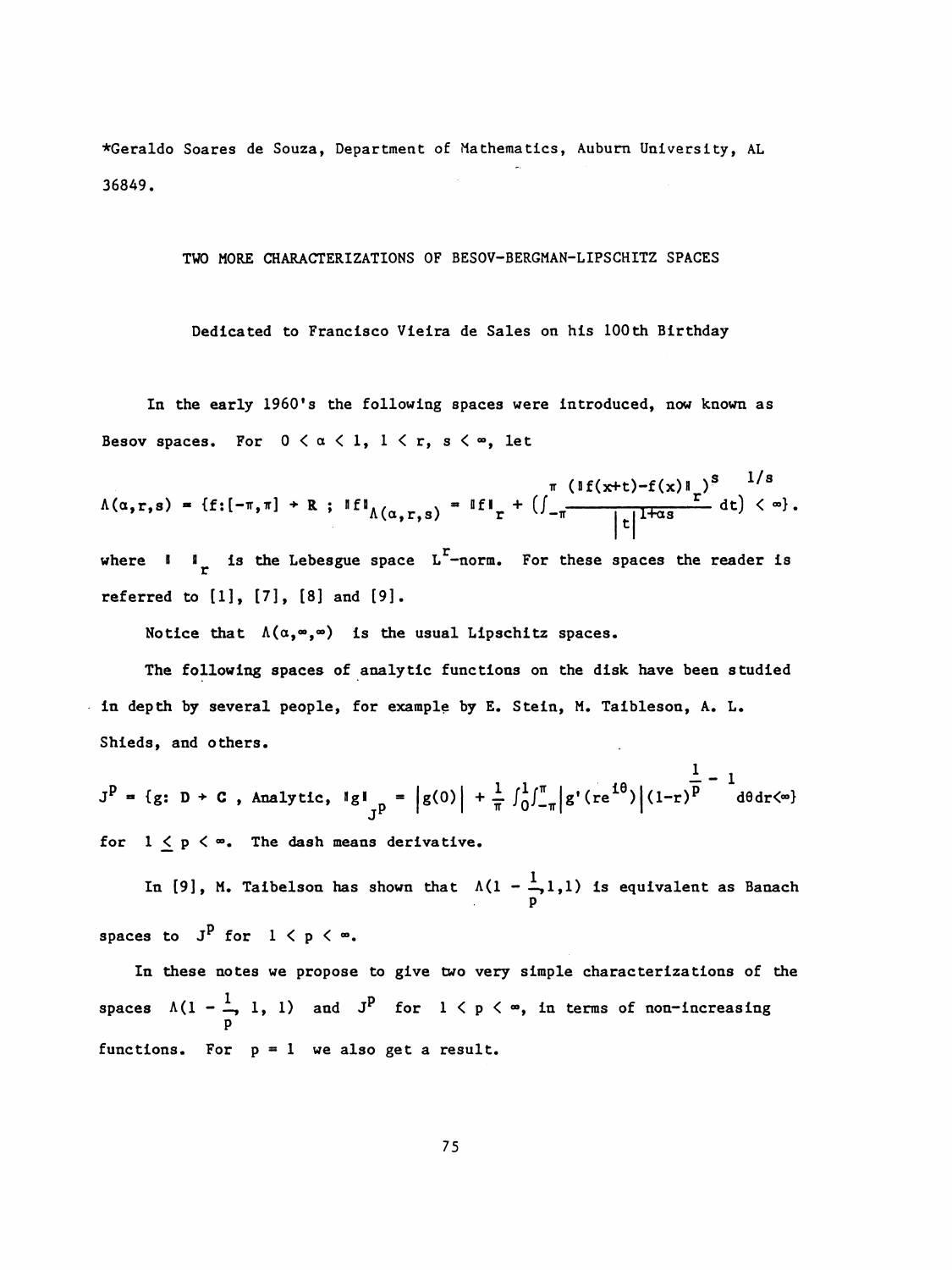*Geraldo Soares de Souza, Department of Mathematics, Auburn University, AL 36849.

# TWO MORE CHARACTERIZATIONS OF BESOV-BERGMAN-LIPSCHITZ SPACES

Dedicated to Francisco Vieira de Sales on his 100th Birthday

In the early 1960's the following spaces were introduced, now known as Besov spaces. For $0 < \alpha < 1$, $1 < r, s < \infty$, let

$$\Lambda(\alpha,r,s) = \{f:[-\pi,\pi] \to \mathbb{R} \; ; \; \|f\|_{\Lambda(\alpha,r,s)} = \|f\|_r + \left(\int_{-\pi}^{\pi} \frac{(\|f(x+t)-f(x)\|_r)^s}{|t|^{1+\alpha s}} dt\right)^{1/s} < \infty\}.$$

where $\| \; \|_r$ is the Lebesgue space $L^r$-norm. For these spaces the reader is referred to [1], [7], [8] and [9].

Notice that $\Lambda(\alpha,\infty,\infty)$ is the usual Lipschitz spaces.

The following spaces of analytic functions on the disk have been studied in depth by several people, for example by E. Stein, M. Taibleson, A. L. Shieds, and others.

$$J^p = \{g: D \to \mathbb{C} \text{ , Analytic, } \|g\|_{J^p} = |g(0)| + \frac{1}{\pi}\int_0^1\int_{-\pi}^{\pi}|g'(re^{i\theta})|(1-r)^{\frac{1}{p}-1} d\theta dr < \infty\}$$

for $1 \leq p < \infty$. The dash means derivative.

In [9], M. Taibelson has shown that $\Lambda(1-\frac{1}{p},1,1)$ is equivalent as Banach spaces to $J^p$ for $1 < p < \infty$.

In these notes we propose to give two very simple characterizations of the spaces $\Lambda(1-\frac{1}{p}, 1, 1)$ and $J^p$ for $1 < p < \infty$, in terms of non-increasing functions. For $p = 1$ we also get a result.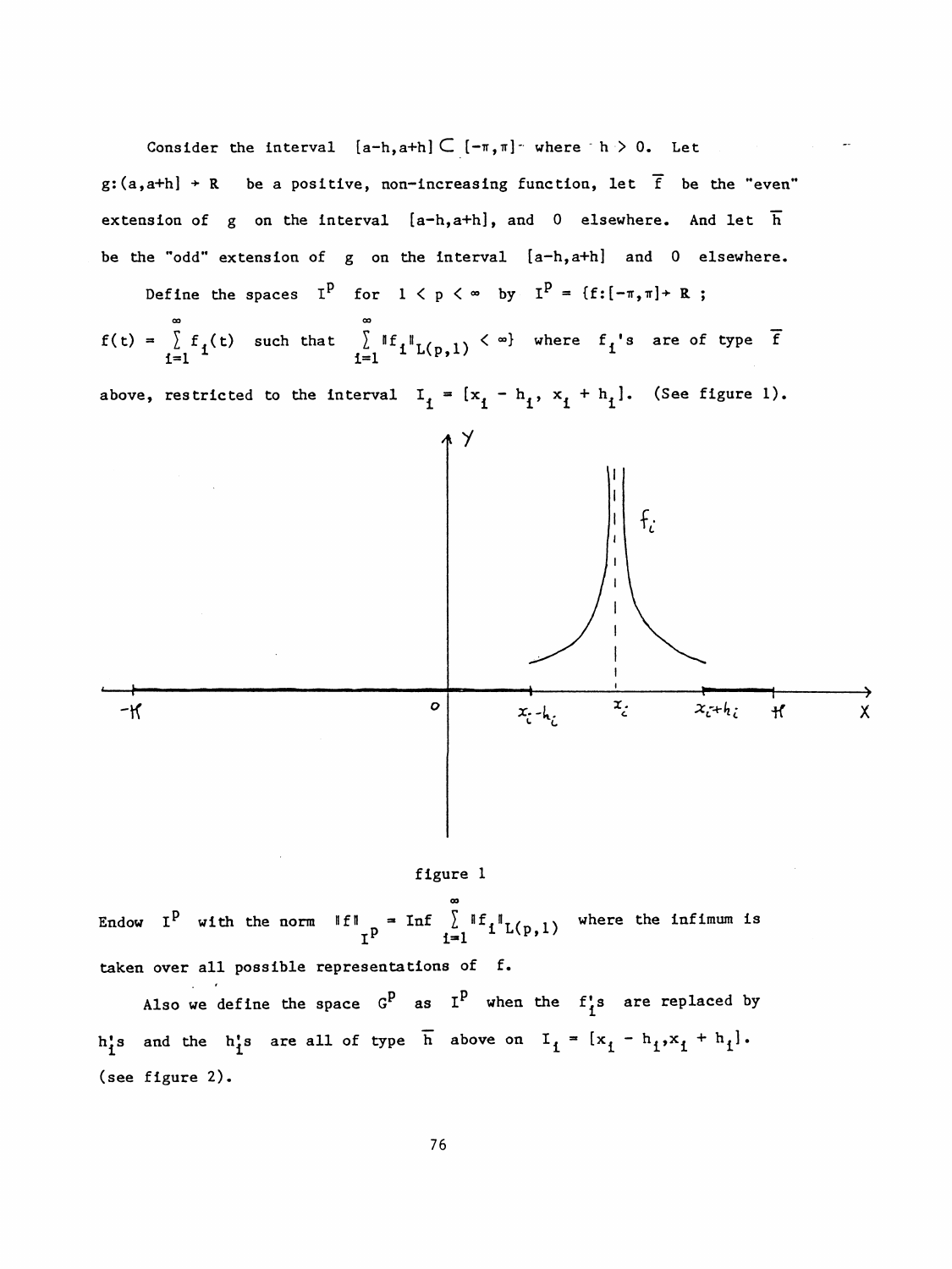Consider the interval $[a-h,a+h] \subset [-\pi,\pi]$ where $h > 0$. Let $g:(a,a+h] \to R$ be a positive, non-increasing function, let $\overline{f}$ be the "even" extension of $g$ on the interval $[a-h,a+h]$, and 0 elsewhere. And let $\overline{h}$ be the "odd" extension of $g$ on the interval $[a-h,a+h]$ and 0 elsewhere.

Define the spaces $I^p$ for $1 < p < \infty$ by $I^p = \{f:[-\pi,\pi] \to \mathbb{R}$ ; $f(t) = \sum_{i=1}^{\infty} f_i(t)$ such that $\sum_{i=1}^{\infty} \|f_i\|_{L(p,1)} < \infty\}$ where $f_i$'s are of type $\overline{f}$ above, restricted to the interval $I_i = [x_i - h_i, x_i + h_i]$. (See figure 1).

figure 1

Endow $I^p$ with the norm $\|f\|_{I^p} = \operatorname{Inf} \sum_{i=1}^{\infty} \|f_i\|_{L(p,1)}$ where the infimum is taken over all possible representations of $f$.

Also we define the space $G^p$ as $I^p$ when the $f_i$'s are replaced by $h_i$'s and the $h_i$'s are all of type $\overline{h}$ above on $I_i = [x_i - h_i, x_i + h_i]$. (see figure 2).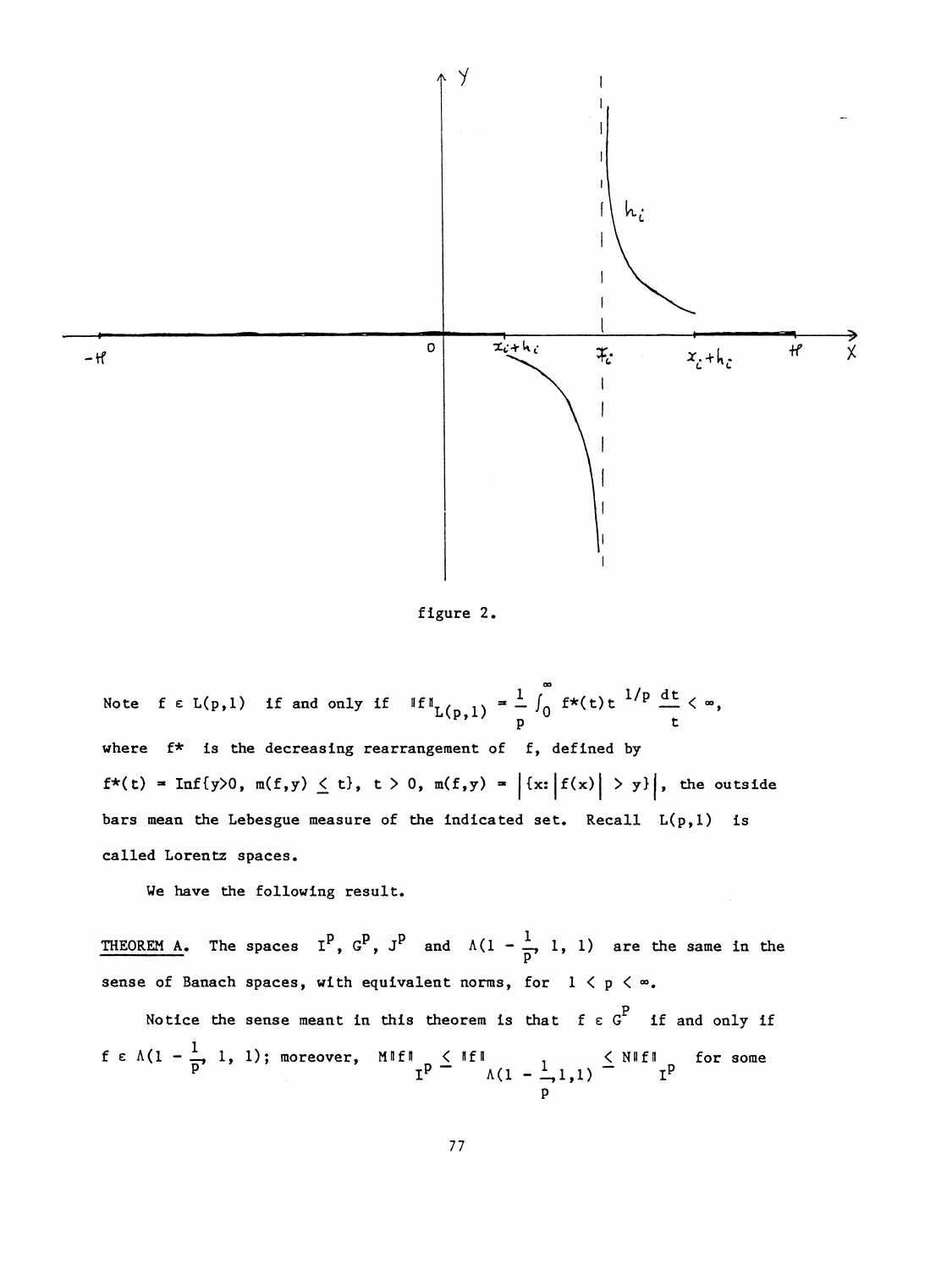figure 2.

Note $f \in L(p,1)$ if and only if $\|f\|_{L(p,1)} = \frac{1}{p}\int_0^\infty f^*(t)t^{1/p}\frac{dt}{t} < \infty$, where $f^*$ is the decreasing rearrangement of $f$, defined by $f^*(t) = \mathrm{Inf}\{y>0,\ m(f,y) \le t\}$, $t > 0$, $m(f,y) = \left|\{x: \left|f(x)\right| > y\}\right|$, the outside bars mean the Lebesgue measure of the indicated set. Recall $L(p,1)$ is called Lorentz spaces.

We have the following result.

<u>THEOREM A.</u> The spaces $I^p$, $G^p$, $J^p$ and $\Lambda(1 - \frac{1}{p}, 1, 1)$ are the same in the sense of Banach spaces, with equivalent norms, for $1 < p < \infty$.

Notice the sense meant in this theorem is that $f \in G^p$ if and only if $f \in \Lambda(1 - \frac{1}{p}, 1, 1)$; moreover, $M\|f\|_{I^p} \le \|f\|_{\Lambda(1-\frac{1}{p},1,1)} \le N\|f\|_{I^p}$ for some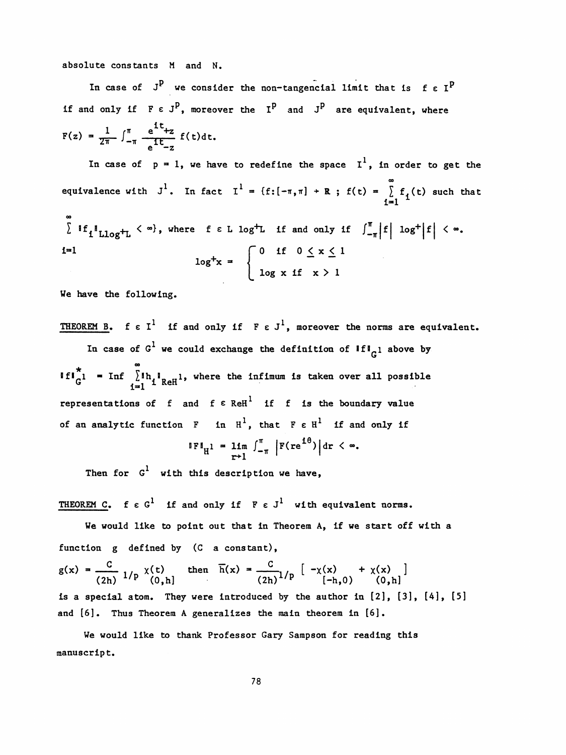absolute constants M and N.

In case of $J^p$ we consider the non-tangencial limit that is $f \in I^p$ if and only if $F \in J^p$, moreover the $I^p$ and $J^p$ are equivalent, where

$$F(z) = \frac{1}{2\pi} \int_{-\pi}^{\pi} \frac{e^{it}+z}{e^{it}-z} f(t)dt.$$

In case of $p = 1$, we have to redefine the space $I^1$, in order to get the equivalence with $J^1$. In fact $I^1 = \{f:[-\pi,\pi] \to \mathbb{R} \; ; \; f(t) = \sum_{i=1}^{\infty} f_i(t)$ such that $\sum_{i=1}^{\infty} \|f_i\|_{L\log^+L} < \infty\}$, where $f \in L \log^+ L$ if and only if $\int_{-\pi}^{\pi} |f| \log^+ |f| < \infty$.

$$\log^+ x = \begin{cases} 0 & \text{if } 0 \le x \le 1 \\ \log x & \text{if } x > 1 \end{cases}$$

We have the following.

<u>THEOREM B.</u> $f \in I^1$ if and only if $F \in J^1$, moreover the norms are equivalent.

In case of $G^1$ we could exchange the definition of $\|f\|_{G^1}$ above by

$\|f\|^*_{G^1} = \operatorname{Inf} \sum_{i=1}^{\infty} \|h_i\|_{ReH^1}$, where the infimum is taken over all possible representations of $f$ and $f \in ReH^1$ if $f$ is the boundary value of an analytic function $F$ in $H^1$, that $F \in H^1$ if and only if

$$\|F\|_{H^1} = \lim_{r \to 1} \int_{-\pi}^{\pi} \left|F(re^{i\theta})\right| dr < \infty.$$

Then for $G^1$ with this description we have,

<u>THEOREM C.</u> $f \in G^1$ if and only if $F \in J^1$ with equivalent norms.

We would like to point out that in Theorem A, if we start off with a function $g$ defined by ($C$ a constant),

$$g(x) = \frac{C}{(2h)^{1/p}} \chi_{(0,h]}(t) \quad \text{then} \quad \overline{h}(x) = \frac{C}{(2h)^{1/p}} \left[ -\chi_{[-h,0)}(x) + \chi_{(0,h]}(x) \right]$$

is a special atom. They were introduced by the author in [2], [3], [4], [5] and [6]. Thus Theorem A generalizes the main theorem in [6].

We would like to thank Professor Gary Sampson for reading this manuscript.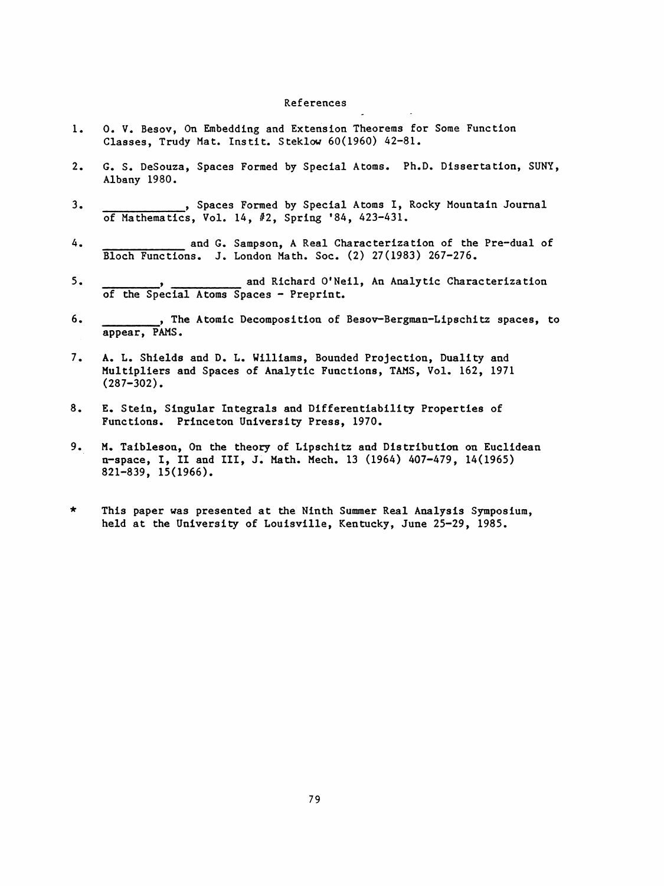## References

1. O. V. Besov, On Embedding and Extension Theorems for Some Function Classes, Trudy Mat. Instit. Steklow 60(1960) 42-81.

2. G. S. DeSouza, Spaces Formed by Special Atoms. Ph.D. Dissertation, SUNY, Albany 1980.

3. ___________, Spaces Formed by Special Atoms I, Rocky Mountain Journal of Mathematics, Vol. 14, #2, Spring '84, 423-431.

4. ___________ and G. Sampson, A Real Characterization of the Pre-dual of Bloch Functions. J. London Math. Soc. (2) 27(1983) 267-276.

5. ________, __________ and Richard O'Neil, An Analytic Characterization of the Special Atoms Spaces - Preprint.

6. ________, The Atomic Decomposition of Besov-Bergman-Lipschitz spaces, to appear, PAMS.

7. A. L. Shields and D. L. Williams, Bounded Projection, Duality and Multipliers and Spaces of Analytic Functions, TAMS, Vol. 162, 1971 (287-302).

8. E. Stein, Singular Integrals and Differentiability Properties of Functions. Princeton University Press, 1970.

9. M. Taibleson, On the theory of Lipschitz and Distribution on Euclidean n-space, I, II and III, J. Math. Mech. 13 (1964) 407-479, 14(1965) 821-839, 15(1966).

\* This paper was presented at the Ninth Summer Real Analysis Symposium, held at the University of Louisville, Kentucky, June 25-29, 1985.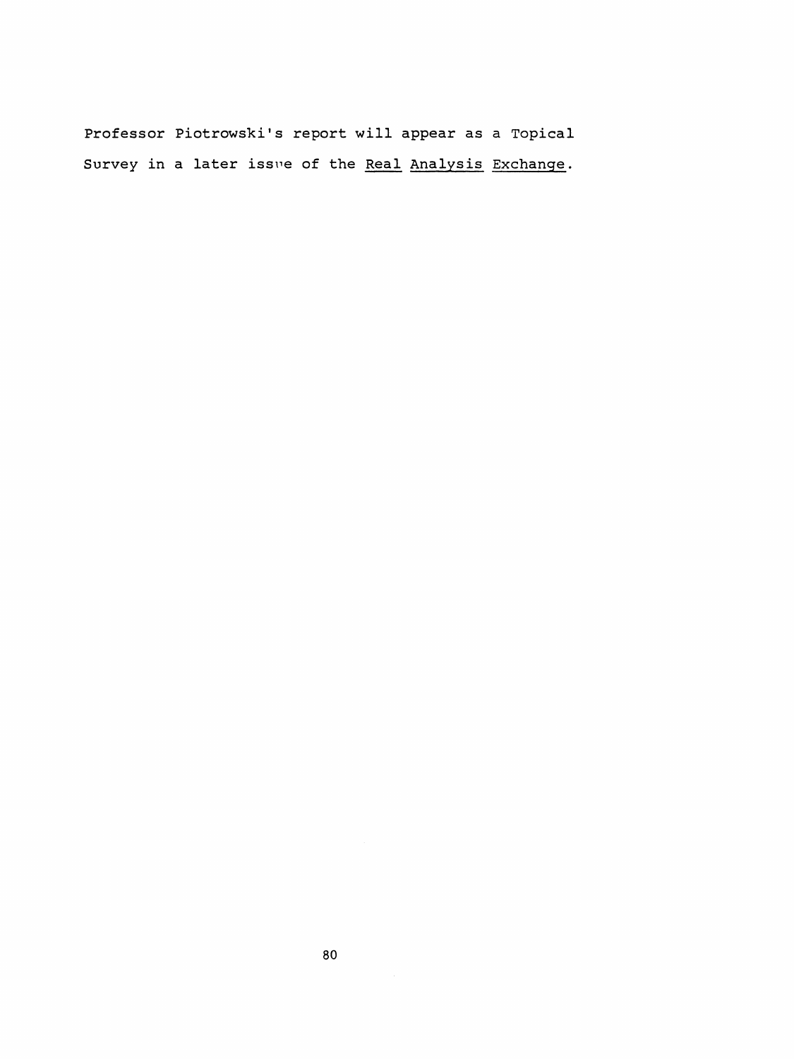Professor Piotrowski's report will appear as a Topical Survey in a later issue of the <u>Real Analysis Exchange</u>.